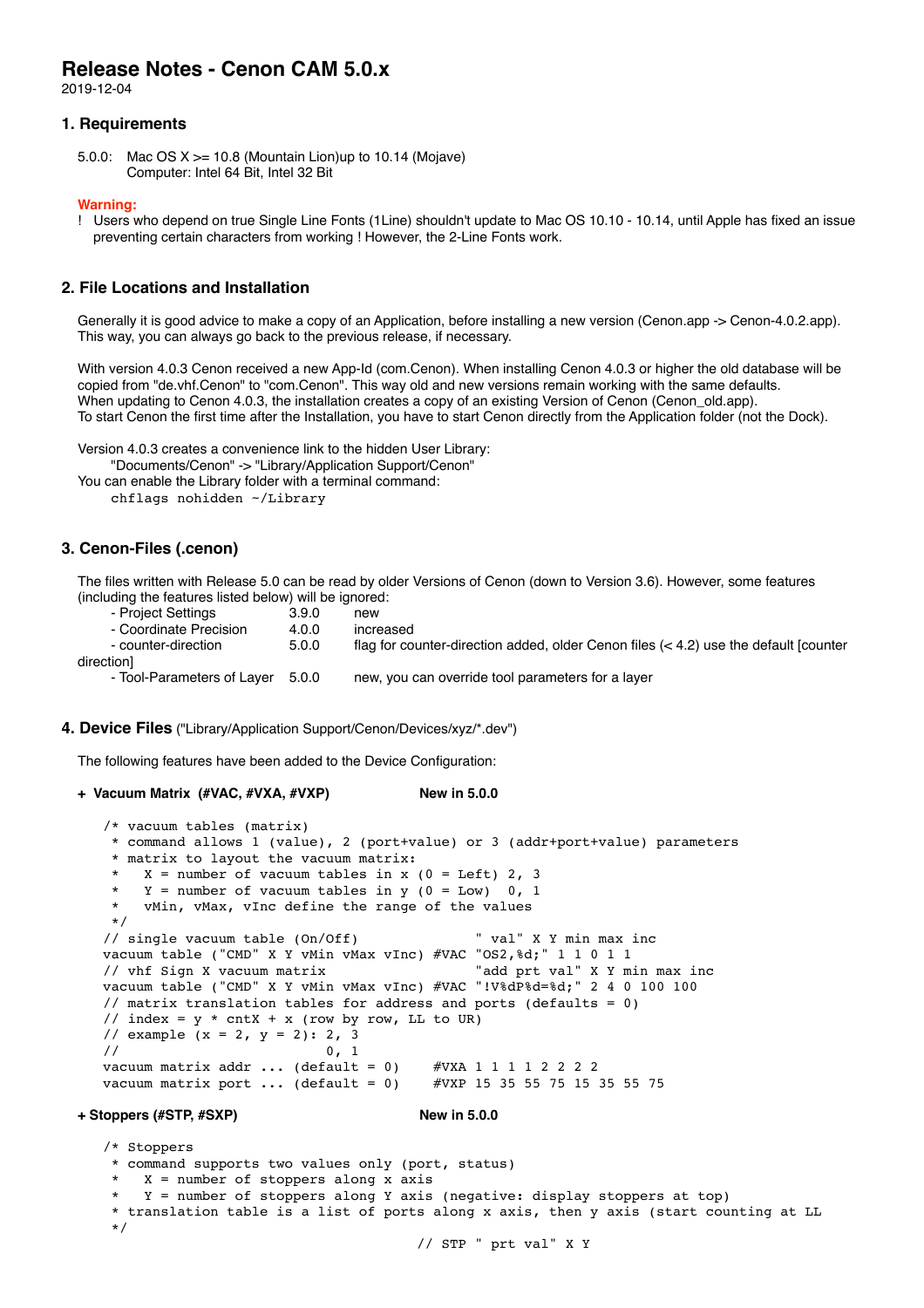# Release Notes - Cenon CAM 5.0.x

2019-12-04

## 1. Requirements

5.0.0: Mac OS X >= 10.8 (Mountain Lion)up to 10.14 (Mojave)
Computer: Intel 64 Bit, Intel 32 Bit

**Warning:**

! Users who depend on true Single Line Fonts (1Line) shouldn't update to Mac OS 10.10 - 10.14, until Apple has fixed an issue preventing certain characters from working ! However, the 2-Line Fonts work.

## 2. File Locations and Installation

Generally it is good advice to make a copy of an Application, before installing a new version (Cenon.app -> Cenon-4.0.2.app). This way, you can always go back to the previous release, if necessary.

With version 4.0.3 Cenon received a new App-Id (com.Cenon). When installing Cenon 4.0.3 or higher the old database will be copied from "de.vhf.Cenon" to "com.Cenon". This way old and new versions remain working with the same defaults.
When updating to Cenon 4.0.3, the installation creates a copy of an existing Version of Cenon (Cenon_old.app).
To start Cenon the first time after the Installation, you have to start Cenon directly from the Application folder (not the Dock).

Version 4.0.3 creates a convenience link to the hidden User Library:
"Documents/Cenon" -> "Library/Application Support/Cenon"
You can enable the Library folder with a terminal command:

```
chflags nohidden ~/Library
```

## 3. Cenon-Files (.cenon)

The files written with Release 5.0 can be read by older Versions of Cenon (down to Version 3.6). However, some features (including the features listed below) will be ignored:

| | | |
|---|---|---|
| - Project Settings | 3.9.0 | new |
| - Coordinate Precision | 4.0.0 | increased |
| - counter-direction | 5.0.0 | flag for counter-direction added, older Cenon files (< 4.2) use the default [counter direction] |
| - Tool-Parameters of Layer | 5.0.0 | new, you can override tool parameters for a layer |

## 4. Device Files ("Library/Application Support/Cenon/Devices/xyz/*.dev")

The following features have been added to the Device Configuration:

**+ Vacuum Matrix (#VAC, #VXA, #VXP)** **New in 5.0.0**

```
/* vacuum tables (matrix)
 * command allows 1 (value), 2 (port+value) or 3 (addr+port+value) parameters
 * matrix to layout the vacuum matrix:
 *   X = number of vacuum tables in x (0 = Left) 2, 3
 *   Y = number of vacuum tables in y (0 = Low)  0, 1
 *   vMin, vMax, vInc define the range of the values
 */
// single vacuum table (On/Off)                " val" X Y min max inc
vacuum table ("CMD" X Y vMin vMax vInc) #VAC "OS2,%d;" 1 1 0 1 1
// vhf Sign X vacuum matrix                    "add prt val" X Y min max inc
vacuum table ("CMD" X Y vMin vMax vInc) #VAC "!V%dP%d=%d;" 2 4 0 100 100
// matrix translation tables for address and ports (defaults = 0)
// index = y * cntX + x (row by row, LL to UR)
// example (x = 2, y = 2): 2, 3
//                         0, 1
vacuum matrix addr ... (default = 0)    #VXA 1 1 1 1 2 2 2 2
vacuum matrix port ... (default = 0)    #VXP 15 35 55 75 15 35 55 75
```

**+ Stoppers (#STP, #SXP)** **New in 5.0.0**

```
/* Stoppers
 * command supports two values only (port, status)
 *   X = number of stoppers along x axis
 *   Y = number of stoppers along Y axis (negative: display stoppers at top)
 * translation table is a list of ports along x axis, then y axis (start counting at LL
 */
                                        // STP " prt val" X Y
```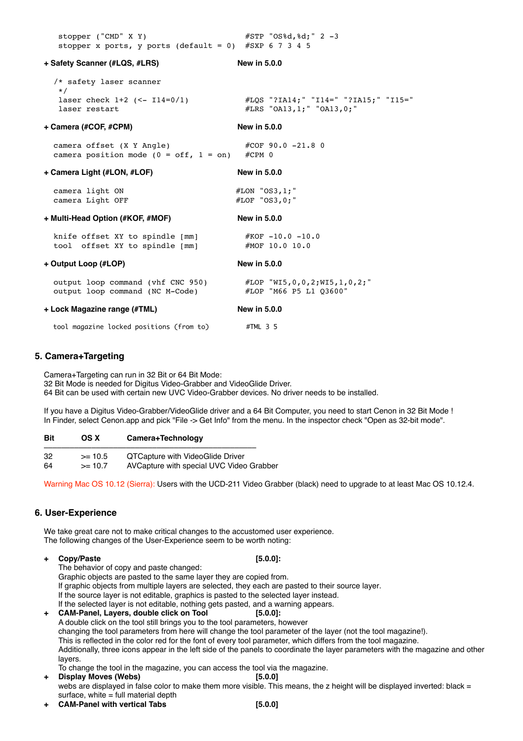```
stopper ("CMD" X Y)                              #STP "OS%d,%d;" 2 -3
stopper x ports, y ports (default = 0)           #SXP 6 7 3 4 5
```

**+ Safety Scanner (#LQS, #LRS)** **New in 5.0.0**

```
/* safety laser scanner
 */
laser check 1+2 (<- I14=0/1)                     #LQS "?IA14;" "I14=" "?IA15;" "I15="
laser restart                                    #LRS "OA13,1;" "OA13,0;"
```

**+ Camera (#COF, #CPM)** **New in 5.0.0**

```
camera offset (X Y Angle)                        #COF 90.0 -21.8 0
camera position mode (0 = off, 1 = on)           #CPM 0
```

**+ Camera Light (#LON, #LOF)** **New in 5.0.0**

```
camera light ON                                  #LON "OS3,1;"
camera Light OFF                                 #LOF "OS3,0;"
```

**+ Multi-Head Option (#KOF, #MOF)** **New in 5.0.0**

```
knife offset XY to spindle [mm]                  #KOF -10.0 -10.0
tool  offset XY to spindle [mm]                  #MOF 10.0 10.0
```

**+ Output Loop (#LOP)** **New in 5.0.0**

```
output loop command (vhf CNC 950)                #LOP "WI5,0,0,2;WI5,1,0,2;"
output loop command (NC M-Code)                  #LOP "M66 P5 L1 Q3600"
```

**+ Lock Magazine range (#TML)** **New in 5.0.0**

```
tool magazine locked positions (from to)         #TML 3 5
```

## 5. Camera+Targeting

Camera+Targeting can run in 32 Bit or 64 Bit Mode:
32 Bit Mode is needed for Digitus Video-Grabber and VideoGlide Driver.
64 Bit can be used with certain new UVC Video-Grabber devices. No driver needs to be installed.

If you have a Digitus Video-Grabber/VideoGlide driver and a 64 Bit Computer, you need to start Cenon in 32 Bit Mode !
In Finder, select Cenon.app and pick "File -> Get Info" from the menu. In the inspector check "Open as 32-bit mode".

| Bit | OS X | Camera+Technology |
|---|---|---|
| 32 | >= 10.5 | QTCapture with VideoGlide Driver |
| 64 | >= 10.7 | AVCapture with special UVC Video Grabber |

Warning Mac OS 10.12 (Sierra): Users with the UCD-211 Video Grabber (black) need to upgrade to at least Mac OS 10.12.4.

## 6. User-Experience

We take great care not to make critical changes to the accustomed user experience.
The following changes of the User-Experience seem to be worth noting:

+ **Copy/Paste** **[5.0.0]:**
  The behavior of copy and paste changed:
  Graphic objects are pasted to the same layer they are copied from.
  If graphic objects from multiple layers are selected, they each are pasted to their source layer.
  If the source layer is not editable, graphics is pasted to the selected layer instead.
  If the selected layer is not editable, nothing gets pasted, and a warning appears.
+ **CAM-Panel, Layers, double click on Tool** **[5.0.0]:**
  A double click on the tool still brings you to the tool parameters, however
  changing the tool parameters from here will change the tool parameter of the layer (not the tool magazine!).
  This is reflected in the color red for the font of every tool parameter, which differs from the tool magazine.
  Additionally, three icons appear in the left side of the panels to coordinate the layer parameters with the magazine and other layers.
  To change the tool in the magazine, you can access the tool via the magazine.
+ **Display Moves (Webs)** **[5.0.0]**
  webs are displayed in false color to make them more visible. This means, the z height will be displayed inverted: black = surface, white = full material depth
+ **CAM-Panel with vertical Tabs** **[5.0.0]**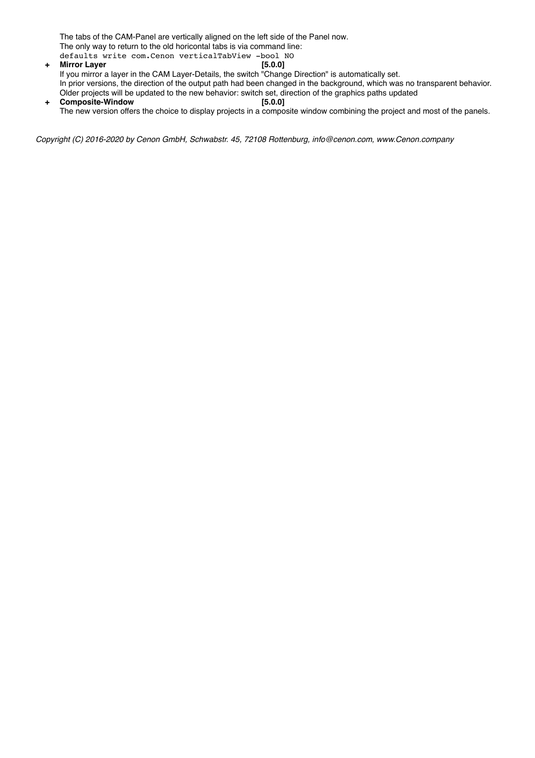The tabs of the CAM-Panel are vertically aligned on the left side of the Panel now.
The only way to return to the old horicontal tabs is via command line:

```
defaults write com.Cenon verticalTabView -bool NO
```

- **Mirror Layer** **[5.0.0]**
  If you mirror a layer in the CAM Layer-Details, the switch "Change Direction" is automatically set.
  In prior versions, the direction of the output path had been changed in the background, which was no transparent behavior.
  Older projects will be updated to the new behavior: switch set, direction of the graphics paths updated
- **Composite-Window** **[5.0.0]**
  The new version offers the choice to display projects in a composite window combining the project and most of the panels.

*Copyright (C) 2016-2020 by Cenon GmbH, Schwabstr. 45, 72108 Rottenburg, info@cenon.com, www.Cenon.company*